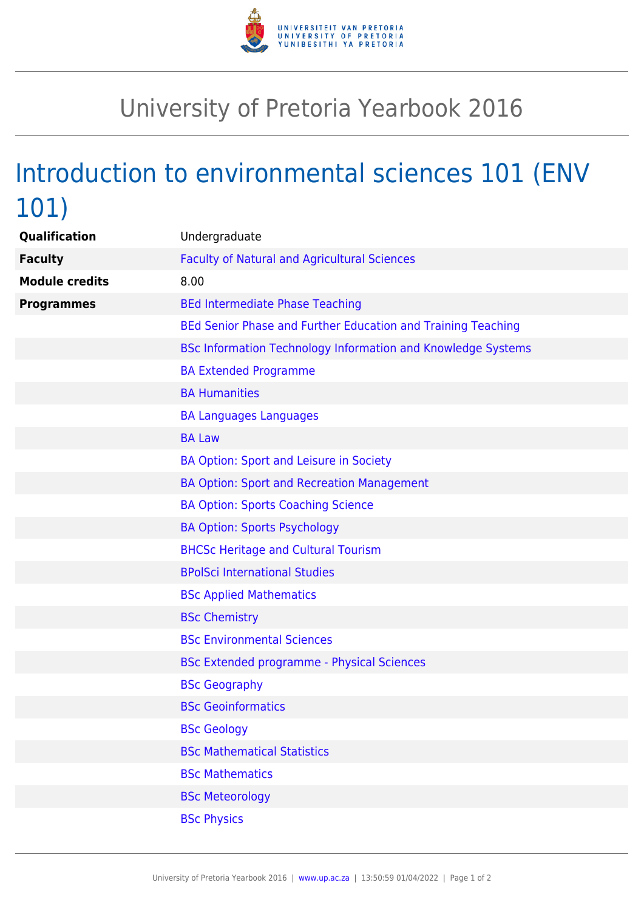# University of Pretoria Yearbook 2016

## Introduction to environmental sciences 101 (ENV 101)

| | |
|---|---|
| **Qualification** | Undergraduate |
| **Faculty** | Faculty of Natural and Agricultural Sciences |
| **Module credits** | 8.00 |
| **Programmes** | BEd Intermediate Phase Teaching |
| | BEd Senior Phase and Further Education and Training Teaching |
| | BSc Information Technology Information and Knowledge Systems |
| | BA Extended Programme |
| | BA Humanities |
| | BA Languages Languages |
| | BA Law |
| | BA Option: Sport and Leisure in Society |
| | BA Option: Sport and Recreation Management |
| | BA Option: Sports Coaching Science |
| | BA Option: Sports Psychology |
| | BHCSc Heritage and Cultural Tourism |
| | BPolSci International Studies |
| | BSc Applied Mathematics |
| | BSc Chemistry |
| | BSc Environmental Sciences |
| | BSc Extended programme - Physical Sciences |
| | BSc Geography |
| | BSc Geoinformatics |
| | BSc Geology |
| | BSc Mathematical Statistics |
| | BSc Mathematics |
| | BSc Meteorology |
| | BSc Physics |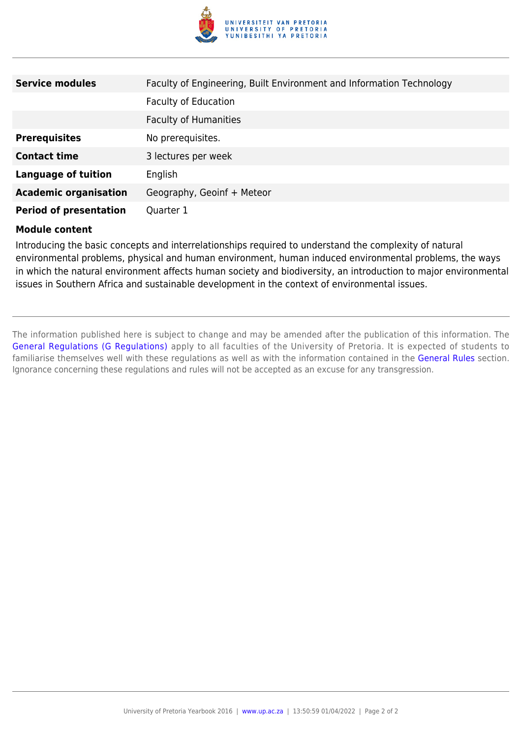| | |
|---|---|
| **Service modules** | Faculty of Engineering, Built Environment and Information Technology |
| | Faculty of Education |
| | Faculty of Humanities |
| **Prerequisites** | No prerequisites. |
| **Contact time** | 3 lectures per week |
| **Language of tuition** | English |
| **Academic organisation** | Geography, Geoinf + Meteor |
| **Period of presentation** | Quarter 1 |

**Module content**

Introducing the basic concepts and interrelationships required to understand the complexity of natural environmental problems, physical and human environment, human induced environmental problems, the ways in which the natural environment affects human society and biodiversity, an introduction to major environmental issues in Southern Africa and sustainable development in the context of environmental issues.

The information published here is subject to change and may be amended after the publication of this information. The General Regulations (G Regulations) apply to all faculties of the University of Pretoria. It is expected of students to familiarise themselves well with these regulations as well as with the information contained in the General Rules section. Ignorance concerning these regulations and rules will not be accepted as an excuse for any transgression.